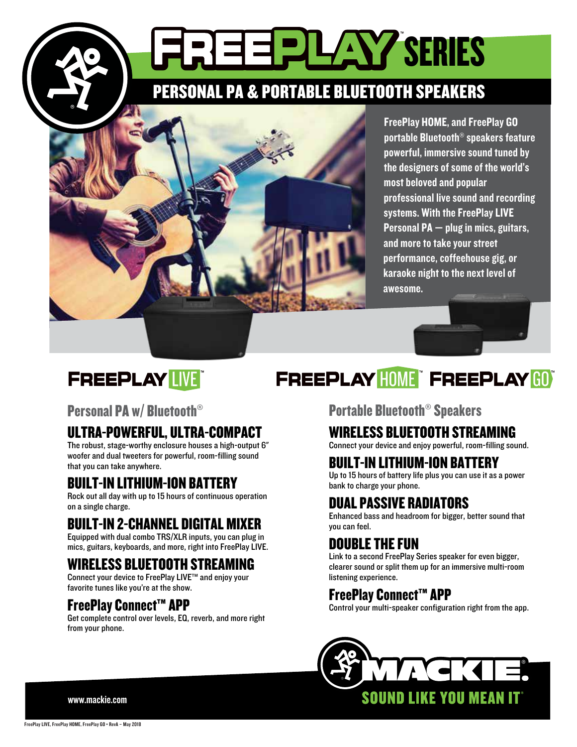# FREEPLAY™ SERIES

## PERSONAL PA & PORTABLE BLUETOOTH SPEAKERS

**FreePlay HOME, and FreePlay GO portable Bluetooth® speakers feature powerful, immersive sound tuned by the designers of some of the world's most beloved and popular professional live sound and recording systems. With the FreePlay LIVE Personal PA — plug in mics, guitars, and more to take your street performance, coffeehouse gig, or karaoke night to the next level of awesome.**

## FREEPLAY LIVE™

### Personal PA w/ Bluetooth®

#### ULTRA-POWERFUL, ULTRA-COMPACT

The robust, stage-worthy enclosure houses a high-output 6″ woofer and dual tweeters for powerful, room-filling sound that you can take anywhere.

#### BUILT-IN LITHIUM-ION BATTERY

Rock out all day with up to 15 hours of continuous operation on a single charge.

#### BUILT-IN 2-CHANNEL DIGITAL MIXER

Equipped with dual combo TRS/XLR inputs, you can plug in mics, guitars, keyboards, and more, right into FreePlay LIVE.

#### WIRELESS BLUETOOTH STREAMING

Connect your device to FreePlay LIVE™ and enjoy your favorite tunes like you're at the show.

#### FreePlay Connect™ APP

Get complete control over levels, EQ, reverb, and more right from your phone.

## FREEPLAY HOME™ FREEPLAY GO™

### Portable Bluetooth® Speakers

#### WIRELESS BLUETOOTH STREAMING

Connect your device and enjoy powerful, room-filling sound.

#### BUILT-IN LITHIUM-ION BATTERY

Up to 15 hours of battery life plus you can use it as a power bank to charge your phone.

#### DUAL PASSIVE RADIATORS

Enhanced bass and headroom for bigger, better sound that you can feel.

#### DOUBLE THE FUN

Link to a second FreePlay Series speaker for even bigger, clearer sound or split them up for an immersive multi-room listening experience.

#### FreePlay Connect™ APP

Control your multi-speaker configuration right from the app.

www.mackie.com

MACKIE.® SOUND LIKE YOU MEAN IT®

FreePlay LIVE, FreePlay HOME, FreePlay GO • RevA – May 2018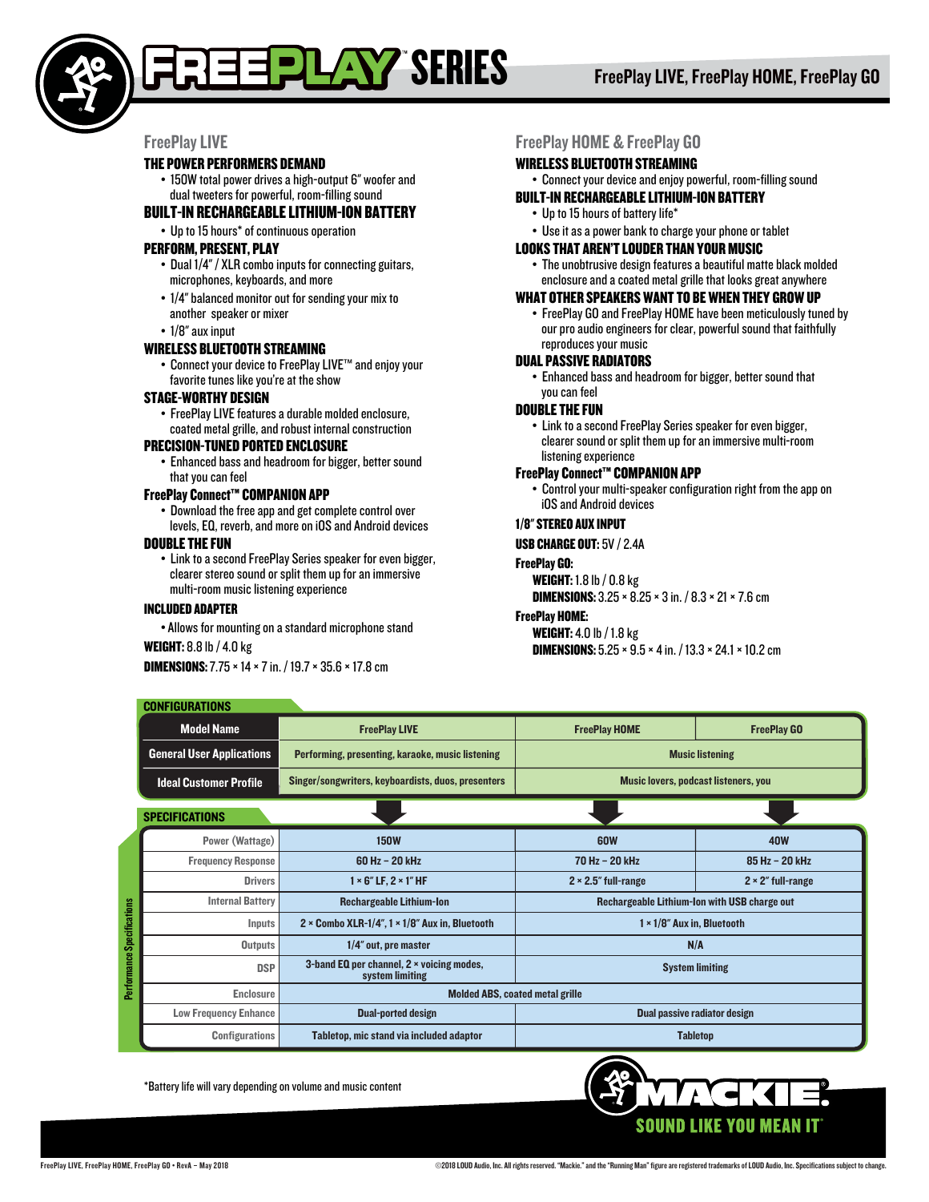# FREEPLAY™ SERIES

FreePlay LIVE, FreePlay HOME, FreePlay GO

## FreePlay LIVE

### THE POWER PERFORMERS DEMAND

- 150W total power drives a high-output 6" woofer and dual tweeters for powerful, room-filling sound

### BUILT-IN RECHARGEABLE LITHIUM-ION BATTERY

- Up to 15 hours* of continuous operation

### PERFORM, PRESENT, PLAY

- Dual 1/4" / XLR combo inputs for connecting guitars, microphones, keyboards, and more
- 1/4" balanced monitor out for sending your mix to another speaker or mixer
- 1/8" aux input

### WIRELESS BLUETOOTH STREAMING

- Connect your device to FreePlay LIVE™ and enjoy your favorite tunes like you're at the show

### STAGE-WORTHY DESIGN

- FreePlay LIVE features a durable molded enclosure, coated metal grille, and robust internal construction

### PRECISION-TUNED PORTED ENCLOSURE

- Enhanced bass and headroom for bigger, better sound that you can feel

### FreePlay Connect™ COMPANION APP

- Download the free app and get complete control over levels, EQ, reverb, and more on iOS and Android devices

### DOUBLE THE FUN

- Link to a second FreePlay Series speaker for even bigger, clearer stereo sound or split them up for an immersive multi-room music listening experience

### INCLUDED ADAPTER

- Allows for mounting on a standard microphone stand

**WEIGHT:** 8.8 lb / 4.0 kg

**DIMENSIONS:** 7.75 × 14 × 7 in. / 19.7 × 35.6 × 17.8 cm

## FreePlay HOME & FreePlay GO

### WIRELESS BLUETOOTH STREAMING

- Connect your device and enjoy powerful, room-filling sound

### BUILT-IN RECHARGEABLE LITHIUM-ION BATTERY

- Up to 15 hours of battery life*
- Use it as a power bank to charge your phone or tablet

### LOOKS THAT AREN'T LOUDER THAN YOUR MUSIC

- The unobtrusive design features a beautiful matte black molded enclosure and a coated metal grille that looks great anywhere

### WHAT OTHER SPEAKERS WANT TO BE WHEN THEY GROW UP

- FreePlay GO and FreePlay HOME have been meticulously tuned by our pro audio engineers for clear, powerful sound that faithfully reproduces your music

### DUAL PASSIVE RADIATORS

- Enhanced bass and headroom for bigger, better sound that you can feel

### DOUBLE THE FUN

- Link to a second FreePlay Series speaker for even bigger, clearer sound or split them up for an immersive multi-room listening experience

### FreePlay Connect™ COMPANION APP

- Control your multi-speaker configuration right from the app on iOS and Android devices

### 1/8" STEREO AUX INPUT

**USB CHARGE OUT:** 5V / 2.4A

**FreePlay GO:**

**WEIGHT:** 1.8 lb / 0.8 kg

**DIMENSIONS:** 3.25 × 8.25 × 3 in. / 8.3 × 21 × 7.6 cm

**FreePlay HOME:**

**WEIGHT:** 4.0 lb / 1.8 kg

**DIMENSIONS:** 5.25 × 9.5 × 4 in. / 13.3 × 24.1 × 10.2 cm

## CONFIGURATIONS

| Model Name | FreePlay LIVE | FreePlay HOME | FreePlay GO |
|---|---|---|---|
| General User Applications | Performing, presenting, karaoke, music listening | Music listening | |
| Ideal Customer Profile | Singer/songwriters, keyboardists, duos, presenters | Music lovers, podcast listeners, you | |

## SPECIFICATIONS

Performance Specifications

| | FreePlay LIVE | FreePlay HOME | FreePlay GO |
|---|---|---|---|
| Power (Wattage) | 150W | 60W | 40W |
| Frequency Response | 60 Hz – 20 kHz | 70 Hz – 20 kHz | 85 Hz – 20 kHz |
| Drivers | 1 × 6" LF, 2 × 1" HF | 2 × 2.5" full-range | 2 × 2" full-range |
| Internal Battery | Rechargeable Lithium-Ion | Rechargeable Lithium-Ion with USB charge out | |
| Inputs | 2 × Combo XLR-1/4", 1 × 1/8" Aux in, Bluetooth | 1 × 1/8" Aux in, Bluetooth | |
| Outputs | 1/4" out, pre master | N/A | |
| DSP | 3-band EQ per channel, 2 × voicing modes, system limiting | System limiting | |
| Enclosure | Molded ABS, coated metal grille | | |
| Low Frequency Enhance | Dual-ported design | Dual passive radiator design | |
| Configurations | Tabletop, mic stand via included adaptor | Tabletop | |

*Battery life will vary depending on volume and music content

MACKIE® SOUND LIKE YOU MEAN IT®

FreePlay LIVE, FreePlay HOME, FreePlay GO • RevA – May 2018

©2018 LOUD Audio, Inc. All rights reserved. "Mackie." and the "Running Man" figure are registered trademarks of LOUD Audio, Inc. Specifications subject to change.